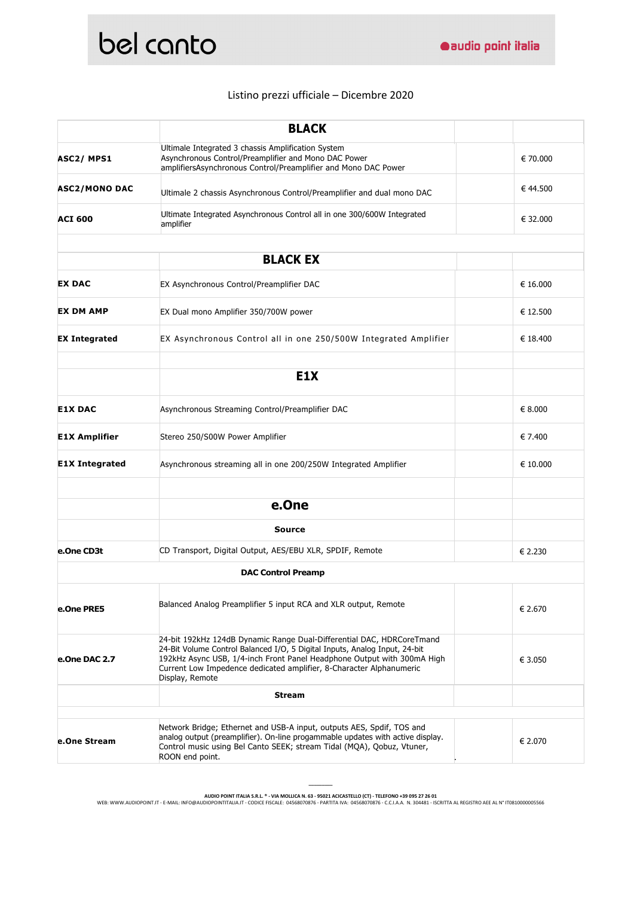bel canto

audio point italia

Listino prezzi ufficiale – Dicembre 2020

| | **BLACK** | | |
|---|---|---|---|
| **ASC2/ MPS1** | Ultimale Integrated 3 chassis Amplification System Asynchronous Control/Preamplifier and Mono DAC Power amplifiersAsynchronous Control/Preamplifier and Mono DAC Power | | € 70.000 |
| **ASC2/MONO DAC** | Ultimale 2 chassis Asynchronous Control/Preamplifier and dual mono DAC | | € 44.500 |
| **ACI 600** | Ultimate Integrated Asynchronous Control all in one 300/600W Integrated amplifier | | € 32.000 |
| | | | |
| | **BLACK EX** | | |
| **EX DAC** | EX Asynchronous Control/Preamplifier DAC | | € 16.000 |
| **EX DM AMP** | EX Dual mono Amplifier 350/700W power | | € 12.500 |
| **EX Integrated** | EX Asynchronous Control all in one 250/500W Integrated Amplifier | | € 18.400 |
| | | | |
| | **E1X** | | |
| **E1X DAC** | Asynchronous Streaming Control/Preamplifier DAC | | € 8.000 |
| **E1X Amplifier** | Stereo 250/S00W Power Amplifier | | € 7.400 |
| **E1X Integrated** | Asynchronous streaming all in one 200/250W Integrated Amplifier | | € 10.000 |
| | | | |
| | **e.One** | | |
| | **Source** | | |
| **e.One CD3t** | CD Transport, Digital Output, AES/EBU XLR, SPDIF, Remote | | € 2.230 |
| | **DAC Control Preamp** | | |
| **e.One PRE5** | Balanced Analog Preamplifier 5 input RCA and XLR output, Remote | | € 2.670 |
| **e.One DAC 2.7** | 24-bit 192kHz 124dB Dynamic Range Dual-Differential DAC, HDRCoreTmand 24-Bit Volume Control Balanced I/O, 5 Digital Inputs, Analog Input, 24-bit 192kHz Async USB, 1/4-inch Front Panel Headphone Output with 300mA High Current Low Impedence dedicated amplifier, 8-Character Alphanumeric Display, Remote | | € 3.050 |
| | **Stream** | | |
| | | | |
| **e.One Stream** | Network Bridge; Ethernet and USB-A input, outputs AES, Spdif, TOS and analog output (preamplifier). On-line progammable updates with active display. Control music using Bel Canto SEEK; stream Tidal (MQA), Qobuz, Vtuner, ROON end point. | | € 2.070 |

AUDIO POINT ITALIA S.R.L. ® - VIA MOLLICA N. 63 - 95021 ACICASTELLO (CT) - TELEFONO +39 095 27 26 01
WEB: WWW.AUDIOPOINT.IT - E-MAIL: INFO@AUDIOPOINTITALIA.IT - CODICE FISCALE: 04568070876 - PARTITA IVA: 04568070876 - C.C.I.A.A. N. 304481 - ISCRITTA AL REGISTRO AEE AL N° IT08100000005566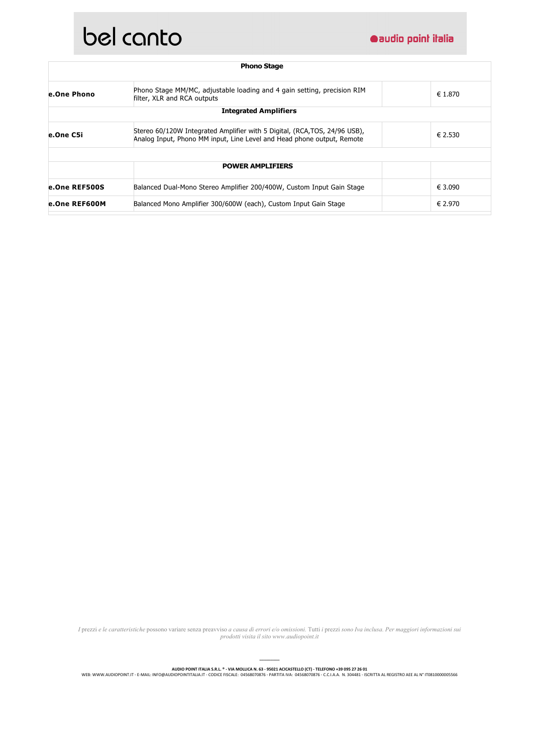| | | | |
|---|---|---|---|
| | **Phono Stage** | | |
| **e.One Phono** | Phono Stage MM/MC, adjustable loading and 4 gain setting, precision RIM filter, XLR and RCA outputs | | € 1.870 |
| | **Integrated Amplifiers** | | |
| **e.One C5i** | Stereo 60/120W Integrated Amplifier with 5 Digital, (RCA,TOS, 24/96 USB), Analog Input, Phono MM input, Line Level and Head phone output, Remote | | € 2.530 |
| | | | |
| | **POWER AMPLIFIERS** | | |
| **e.One REF500S** | Balanced Dual-Mono Stereo Amplifier 200/400W, Custom Input Gain Stage | | € 3.090 |
| **e.One REF600M** | Balanced Mono Amplifier 300/600W (each), Custom Input Gain Stage | | € 2.970 |

*I prezzi e le caratteristiche* possono variare senza preavviso *a causa di errori e/o omissioni.* Tutti *i* prezzi *sono Iva inclusa. Per maggiori informazioni sui prodotti visita il sito www.audiopoint.it*

**AUDIO POINT ITALIA S.R.L. ® - VIA MOLLICA N. 63 - 95021 ACICASTELLO (CT) - TELEFONO +39 095 27 26 01**
WEB: WWW.AUDIOPOINT.IT - E-MAIL: INFO@AUDIOPOINTITALIA.IT - CODICE FISCALE: 04568070876 - PARTITA IVA: 04568070876 - C.C.I.A.A. N. 304481 - ISCRITTA AL REGISTRO AEE AL N° IT08100000005566